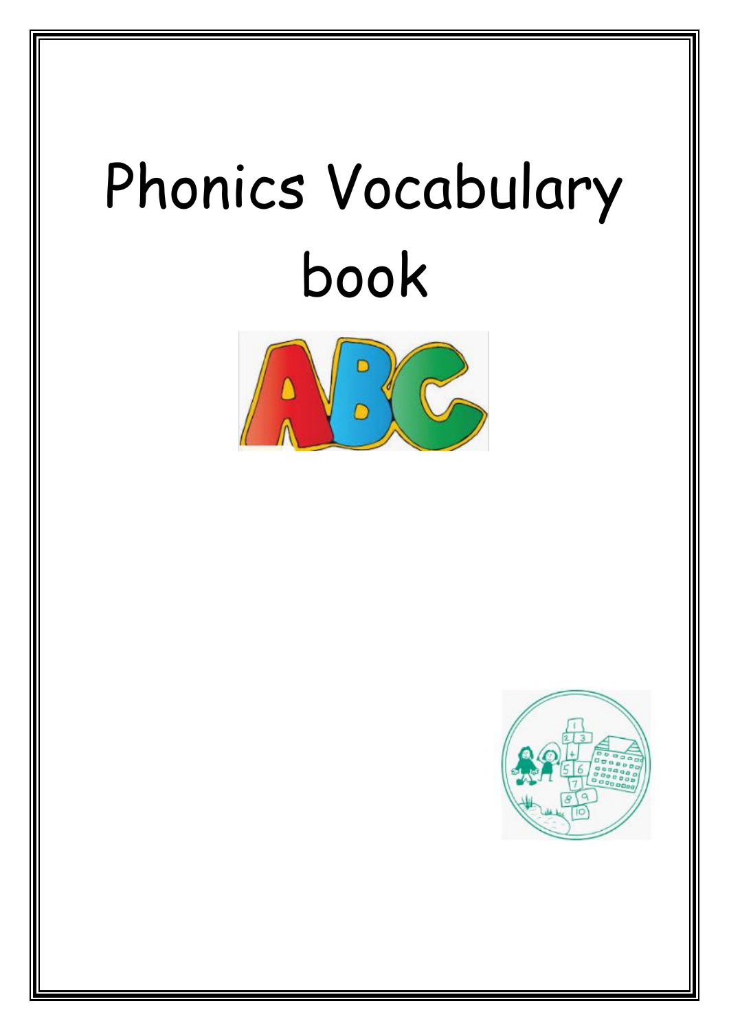# Phonics Vocabulary book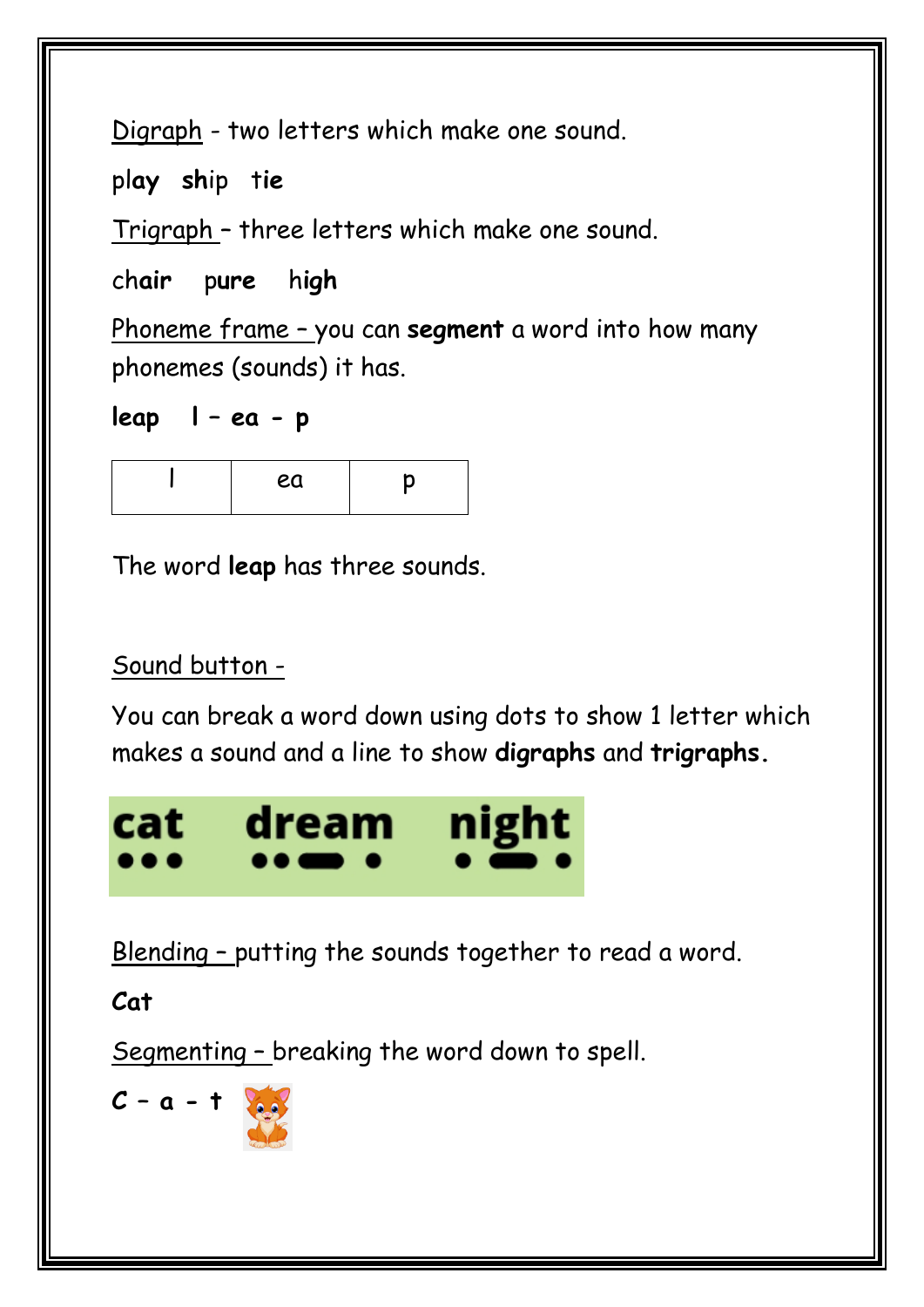<u>Digraph</u> - two letters which make one sound.

pl**ay** **sh**ip t**ie**

<u>Trigraph</u> – three letters which make one sound.

ch**air** p**ure** h**igh**

<u>Phoneme frame</u> – you can **segment** a word into how many phonemes (sounds) it has.

**leap** **l – ea - p**

| l | ea | p |
|---|---|---|

The word **leap** has three sounds.

<u>Sound button</u> -

You can break a word down using dots to show 1 letter which makes a sound and a line to show **digraphs** and **trigraphs**.

**cat** **dream** **night**

<u>Blending</u> – putting the sounds together to read a word.

**Cat**

<u>Segmenting</u> – breaking the word down to spell.

**C – a - t**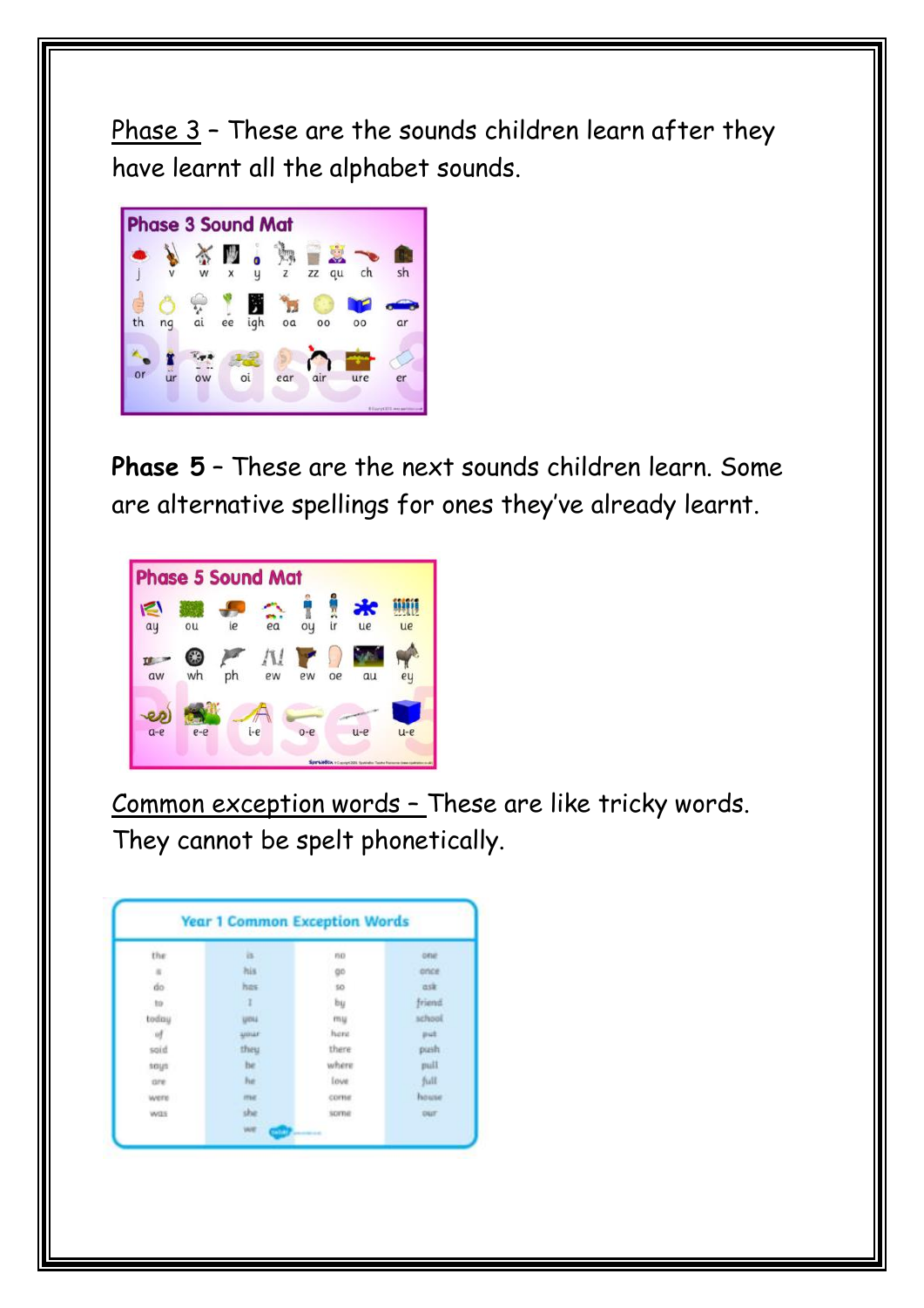Phase 3 – These are the sounds children learn after they have learnt all the alphabet sounds.

**Phase 3 Sound Mat**

j v w x y z zz qu ch sh

th ng ai ee igh oa oo oo ar

or ur ow oi ear air ure er

**Phase 5** – These are the next sounds children learn. Some are alternative spellings for ones they've already learnt.

**Phase 5 Sound Mat**

ay ou ie ea oy ir ue ue

aw wh ph ew ew oe au ey

a-e e-e i-e o-e u-e u-e

Common exception words – These are like tricky words. They cannot be spelt phonetically.

**Year 1 Common Exception Words**

| | | | |
|---|---|---|---|
| the | is | no | one |
| a | his | go | once |
| do | has | so | ask |
| to | I | by | friend |
| today | you | my | school |
| of | your | here | put |
| said | they | there | push |
| says | be | where | pull |
| are | he | love | full |
| were | me | come | house |
| was | she | some | our |
| | we | | |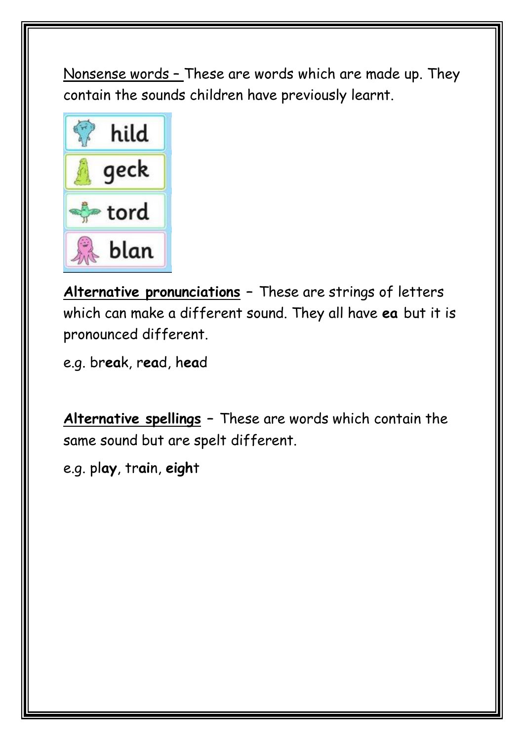Nonsense words – These are words which are made up. They contain the sounds children have previously learnt.

hild

geck

tord

blan

**Alternative pronunciations** – These are strings of letters which can make a different sound. They all have **ea** but it is pronounced different.

e.g. br**ea**k, r**ea**d, h**ea**d

**Alternative spellings** – These are words which contain the same sound but are spelt different.

e.g. pl**ay**, tr**ai**n, **eigh**t